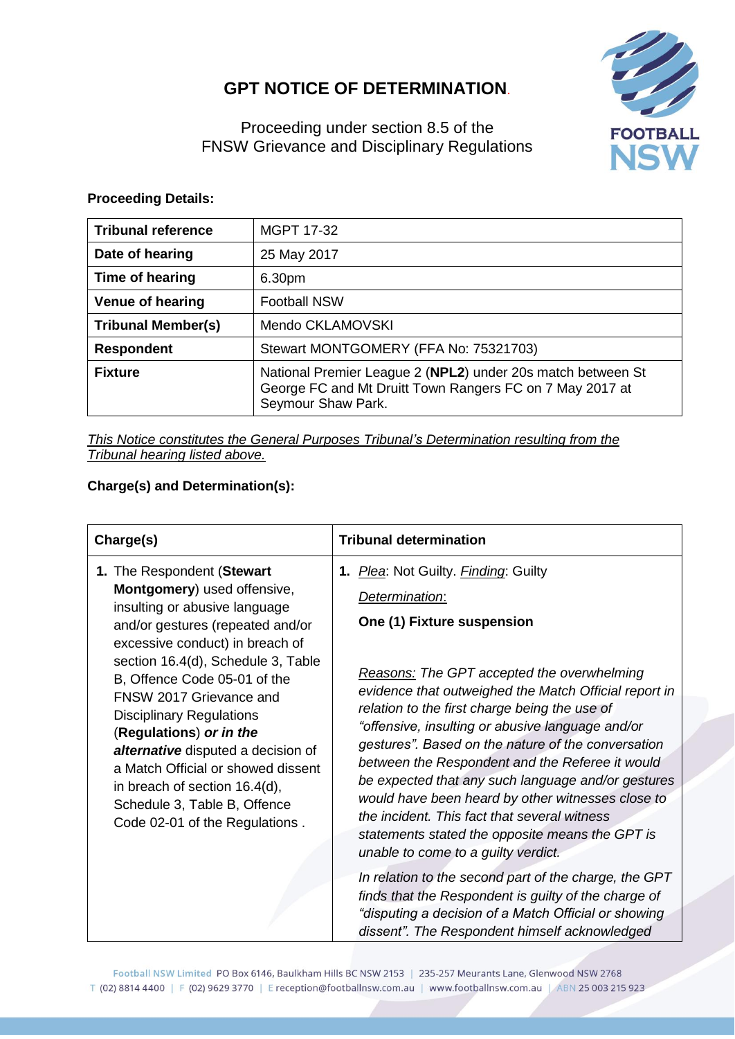# GPT NOTICE OF DETERMINATION.

Proceeding under section 8.5 of the
FNSW Grievance and Disciplinary Regulations

**Proceeding Details:**

| **Tribunal reference** | MGPT 17-32 |
|---|---|
| **Date of hearing** | 25 May 2017 |
| **Time of hearing** | 6.30pm |
| **Venue of hearing** | Football NSW |
| **Tribunal Member(s)** | Mendo CKLAMOVSKI |
| **Respondent** | Stewart MONTGOMERY (FFA No: 75321703) |
| **Fixture** | National Premier League 2 (**NPL2**) under 20s match between St George FC and Mt Druitt Town Rangers FC on 7 May 2017 at Seymour Shaw Park. |

*This Notice constitutes the General Purposes Tribunal's Determination resulting from the Tribunal hearing listed above.*

**Charge(s) and Determination(s):**

| **Charge(s)** | **Tribunal determination** |
|---|---|
| 1. The Respondent (**Stewart Montgomery**) used offensive, insulting or abusive language and/or gestures (repeated and/or excessive conduct) in breach of section 16.4(d), Schedule 3, Table B, Offence Code 05-01 of the FNSW 2017 Grievance and Disciplinary Regulations (**Regulations**) ***or in the alternative*** disputed a decision of a Match Official or showed dissent in breach of section 16.4(d), Schedule 3, Table B, Offence Code 02-01 of the Regulations . | 1. *Plea*: Not Guilty. *Finding*: Guilty<br><br>*Determination*:<br><br>**One (1) Fixture suspension**<br><br>*Reasons: The GPT accepted the overwhelming evidence that outweighed the Match Official report in relation to the first charge being the use of "offensive, insulting or abusive language and/or gestures". Based on the nature of the conversation between the Respondent and the Referee it would be expected that any such language and/or gestures would have been heard by other witnesses close to the incident. This fact that several witness statements stated the opposite means the GPT is unable to come to a guilty verdict.*<br><br>*In relation to the second part of the charge, the GPT finds that the Respondent is guilty of the charge of "disputing a decision of a Match Official or showing dissent". The Respondent himself acknowledged* |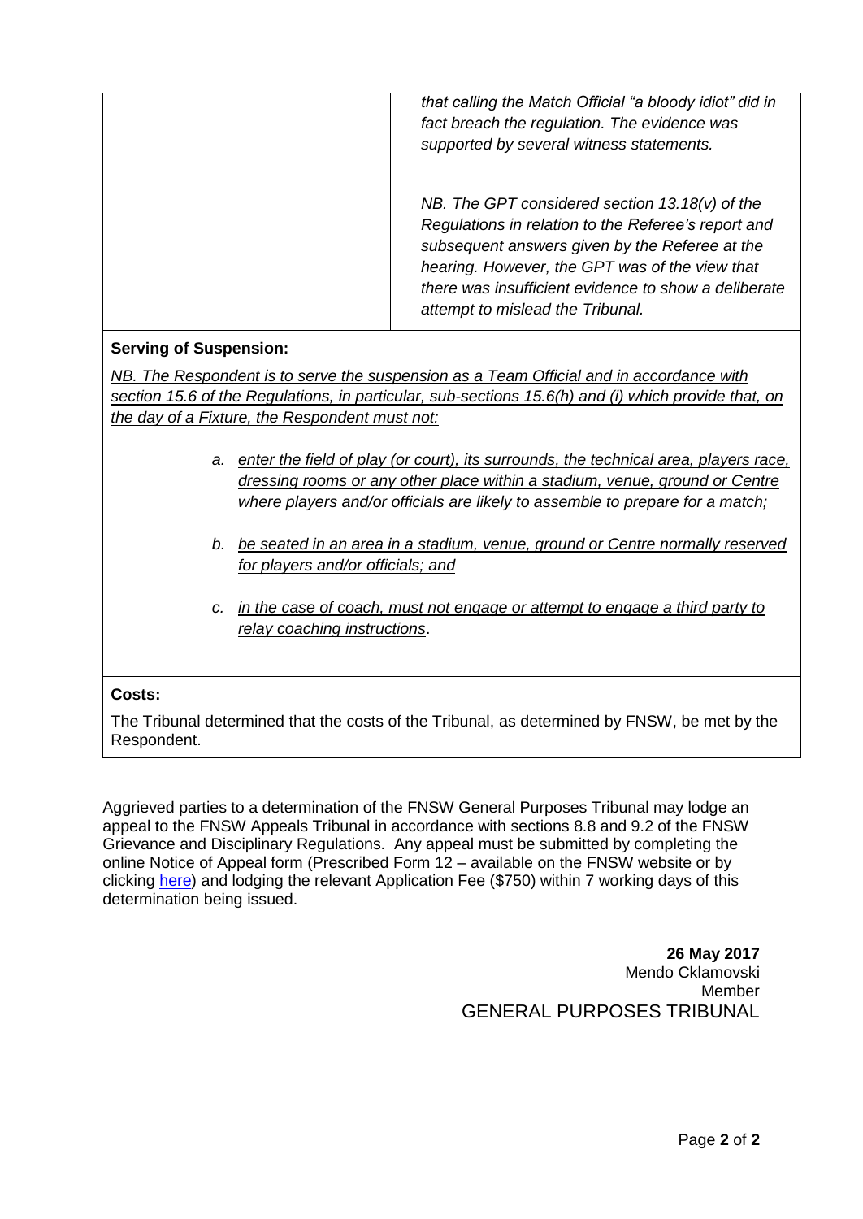| | |
|---|---|
| | *that calling the Match Official "a bloody idiot" did in fact breach the regulation. The evidence was supported by several witness statements.*<br><br>*NB. The GPT considered section 13.18(v) of the Regulations in relation to the Referee's report and subsequent answers given by the Referee at the hearing. However, the GPT was of the view that there was insufficient evidence to show a deliberate attempt to mislead the Tribunal.* |

**Serving of Suspension:**

*NB. The Respondent is to serve the suspension as a Team Official and in accordance with section 15.6 of the Regulations, in particular, sub-sections 15.6(h) and (i) which provide that, on the day of a Fixture, the Respondent must not:*

a. *enter the field of play (or court), its surrounds, the technical area, players race, dressing rooms or any other place within a stadium, venue, ground or Centre where players and/or officials are likely to assemble to prepare for a match;*

b. *be seated in an area in a stadium, venue, ground or Centre normally reserved for players and/or officials; and*

c. *in the case of coach, must not engage or attempt to engage a third party to relay coaching instructions*.

**Costs:**

The Tribunal determined that the costs of the Tribunal, as determined by FNSW, be met by the Respondent.

Aggrieved parties to a determination of the FNSW General Purposes Tribunal may lodge an appeal to the FNSW Appeals Tribunal in accordance with sections 8.8 and 9.2 of the FNSW Grievance and Disciplinary Regulations. Any appeal must be submitted by completing the online Notice of Appeal form (Prescribed Form 12 – available on the FNSW website or by clicking here) and lodging the relevant Application Fee ($750) within 7 working days of this determination being issued.

**26 May 2017**
Mendo Cklamovski
Member
GENERAL PURPOSES TRIBUNAL